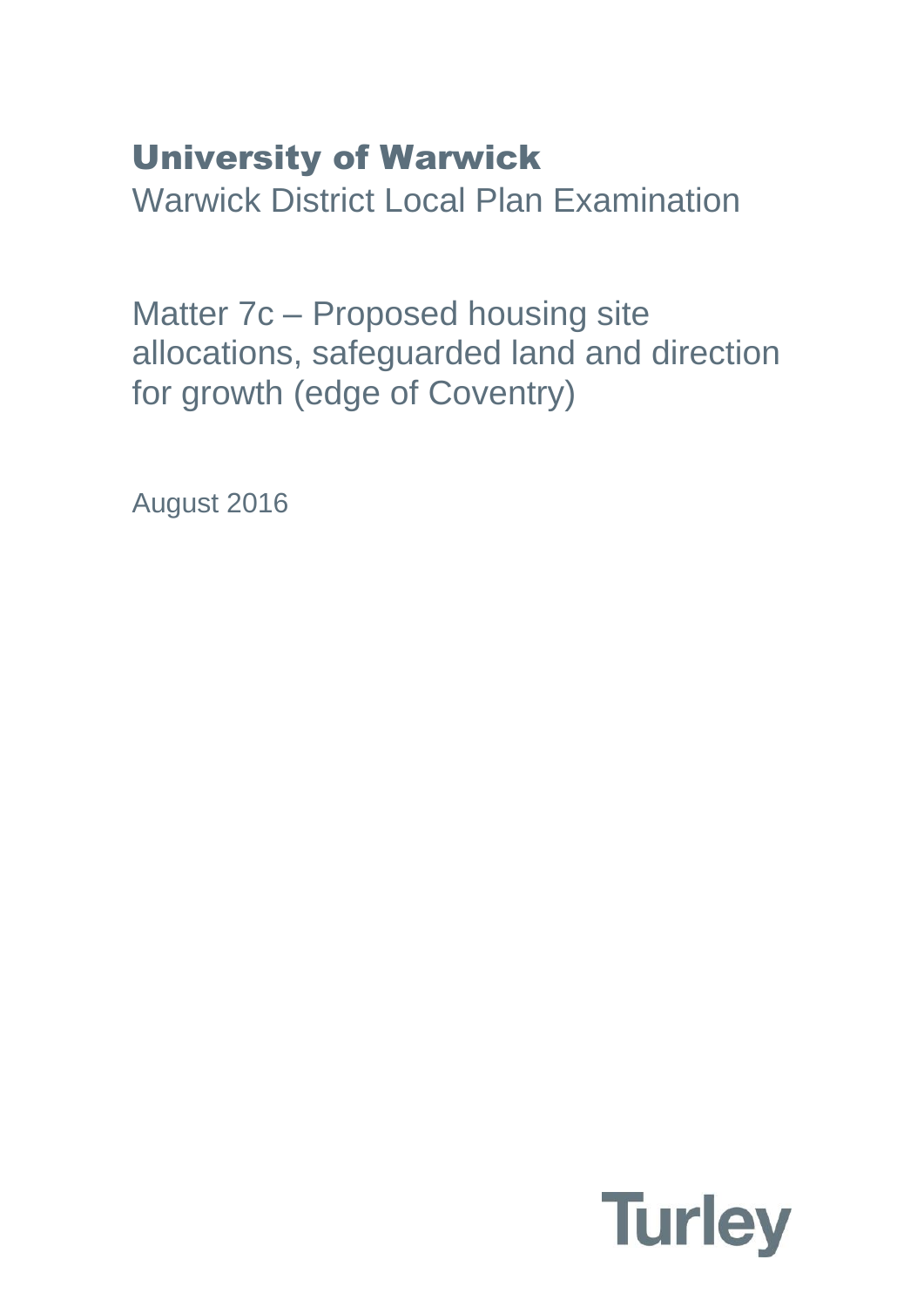# University of Warwick

Warwick District Local Plan Examination

## Matter 7c – Proposed housing site allocations, safeguarded land and direction for growth (edge of Coventry)

August 2016

Turley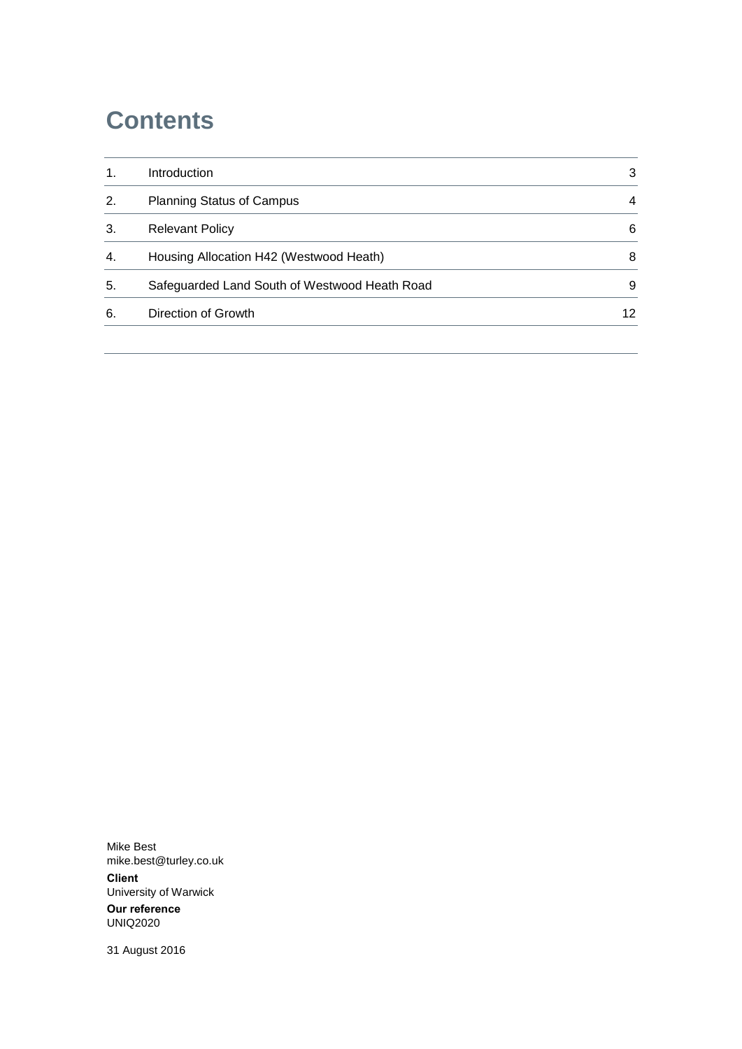# Contents

| | | |
|---|---|---|
| 1. | Introduction | 3 |
| 2. | Planning Status of Campus | 4 |
| 3. | Relevant Policy | 6 |
| 4. | Housing Allocation H42 (Westwood Heath) | 8 |
| 5. | Safeguarded Land South of Westwood Heath Road | 9 |
| 6. | Direction of Growth | 12 |

Mike Best
mike.best@turley.co.uk

**Client**
University of Warwick

**Our reference**
UNIQ2020

31 August 2016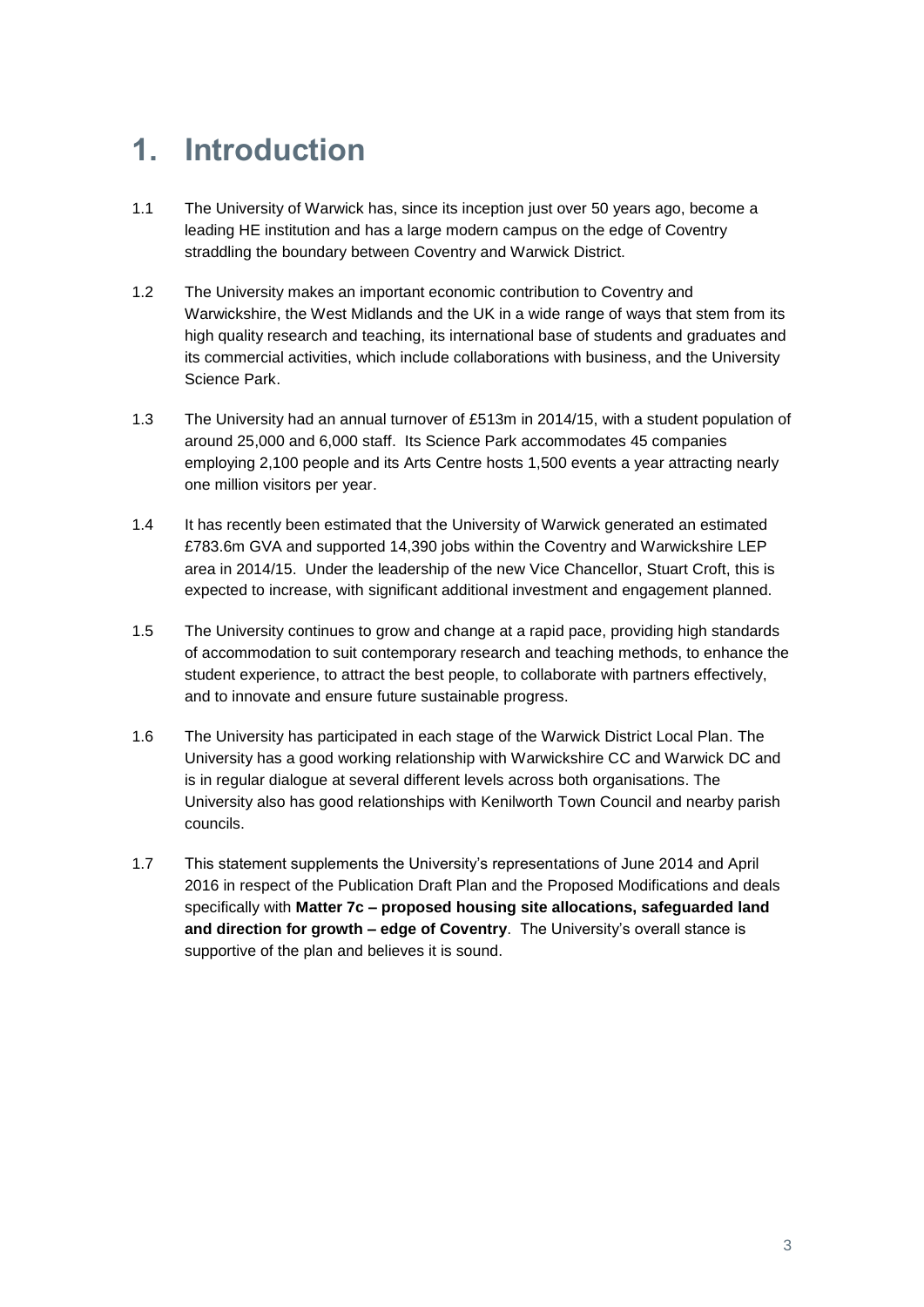# 1. Introduction

1.1 The University of Warwick has, since its inception just over 50 years ago, become a leading HE institution and has a large modern campus on the edge of Coventry straddling the boundary between Coventry and Warwick District.

1.2 The University makes an important economic contribution to Coventry and Warwickshire, the West Midlands and the UK in a wide range of ways that stem from its high quality research and teaching, its international base of students and graduates and its commercial activities, which include collaborations with business, and the University Science Park.

1.3 The University had an annual turnover of £513m in 2014/15, with a student population of around 25,000 and 6,000 staff. Its Science Park accommodates 45 companies employing 2,100 people and its Arts Centre hosts 1,500 events a year attracting nearly one million visitors per year.

1.4 It has recently been estimated that the University of Warwick generated an estimated £783.6m GVA and supported 14,390 jobs within the Coventry and Warwickshire LEP area in 2014/15. Under the leadership of the new Vice Chancellor, Stuart Croft, this is expected to increase, with significant additional investment and engagement planned.

1.5 The University continues to grow and change at a rapid pace, providing high standards of accommodation to suit contemporary research and teaching methods, to enhance the student experience, to attract the best people, to collaborate with partners effectively, and to innovate and ensure future sustainable progress.

1.6 The University has participated in each stage of the Warwick District Local Plan. The University has a good working relationship with Warwickshire CC and Warwick DC and is in regular dialogue at several different levels across both organisations. The University also has good relationships with Kenilworth Town Council and nearby parish councils.

1.7 This statement supplements the University's representations of June 2014 and April 2016 in respect of the Publication Draft Plan and the Proposed Modifications and deals specifically with **Matter 7c – proposed housing site allocations, safeguarded land and direction for growth – edge of Coventry**. The University's overall stance is supportive of the plan and believes it is sound.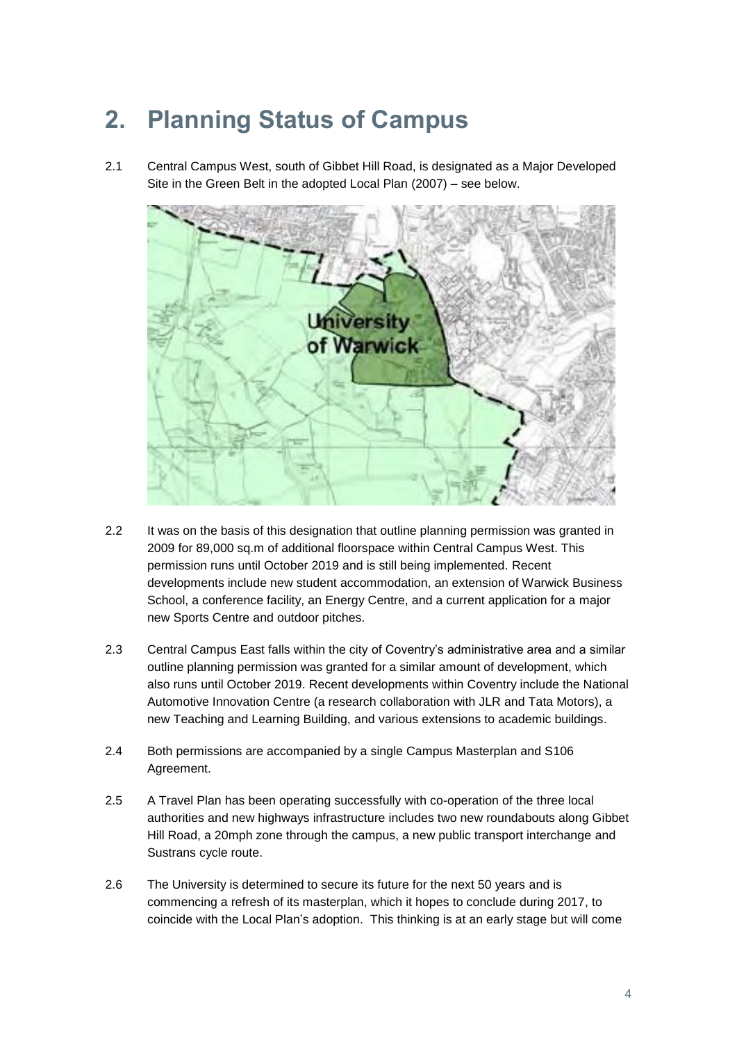## 2. Planning Status of Campus

2.1 Central Campus West, south of Gibbet Hill Road, is designated as a Major Developed Site in the Green Belt in the adopted Local Plan (2007) – see below.

2.2 It was on the basis of this designation that outline planning permission was granted in 2009 for 89,000 sq.m of additional floorspace within Central Campus West. This permission runs until October 2019 and is still being implemented. Recent developments include new student accommodation, an extension of Warwick Business School, a conference facility, an Energy Centre, and a current application for a major new Sports Centre and outdoor pitches.

2.3 Central Campus East falls within the city of Coventry's administrative area and a similar outline planning permission was granted for a similar amount of development, which also runs until October 2019. Recent developments within Coventry include the National Automotive Innovation Centre (a research collaboration with JLR and Tata Motors), a new Teaching and Learning Building, and various extensions to academic buildings.

2.4 Both permissions are accompanied by a single Campus Masterplan and S106 Agreement.

2.5 A Travel Plan has been operating successfully with co-operation of the three local authorities and new highways infrastructure includes two new roundabouts along Gibbet Hill Road, a 20mph zone through the campus, a new public transport interchange and Sustrans cycle route.

2.6 The University is determined to secure its future for the next 50 years and is commencing a refresh of its masterplan, which it hopes to conclude during 2017, to coincide with the Local Plan's adoption. This thinking is at an early stage but will come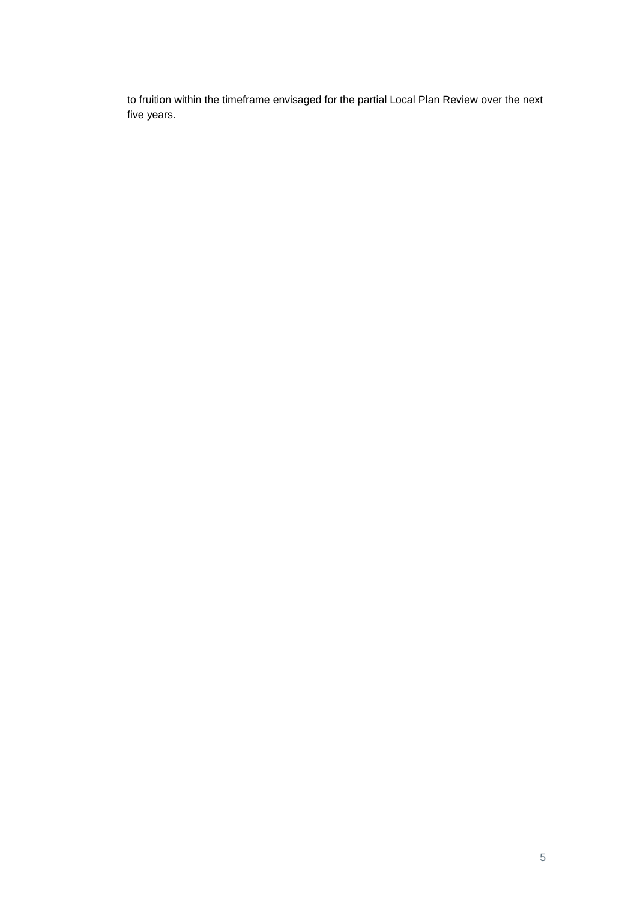to fruition within the timeframe envisaged for the partial Local Plan Review over the next five years.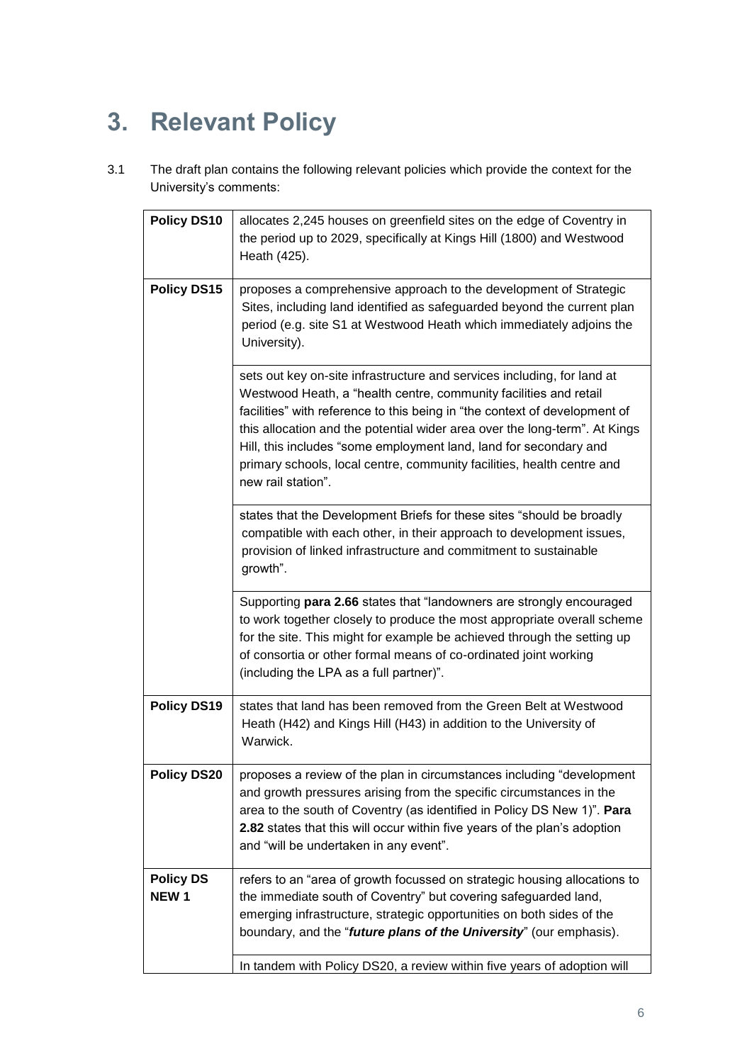# 3. Relevant Policy

3.1 The draft plan contains the following relevant policies which provide the context for the University's comments:

| | |
|---|---|
| **Policy DS10** | allocates 2,245 houses on greenfield sites on the edge of Coventry in the period up to 2029, specifically at Kings Hill (1800) and Westwood Heath (425). |
| **Policy DS15** | proposes a comprehensive approach to the development of Strategic Sites, including land identified as safeguarded beyond the current plan period (e.g. site S1 at Westwood Heath which immediately adjoins the University). |
| | sets out key on-site infrastructure and services including, for land at Westwood Heath, a "health centre, community facilities and retail facilities" with reference to this being in "the context of development of this allocation and the potential wider area over the long-term". At Kings Hill, this includes "some employment land, land for secondary and primary schools, local centre, community facilities, health centre and new rail station". |
| | states that the Development Briefs for these sites "should be broadly compatible with each other, in their approach to development issues, provision of linked infrastructure and commitment to sustainable growth". |
| | Supporting **para 2.66** states that "landowners are strongly encouraged to work together closely to produce the most appropriate overall scheme for the site. This might for example be achieved through the setting up of consortia or other formal means of co-ordinated joint working (including the LPA as a full partner)". |
| **Policy DS19** | states that land has been removed from the Green Belt at Westwood Heath (H42) and Kings Hill (H43) in addition to the University of Warwick. |
| **Policy DS20** | proposes a review of the plan in circumstances including "development and growth pressures arising from the specific circumstances in the area to the south of Coventry (as identified in Policy DS New 1)". **Para 2.82** states that this will occur within five years of the plan's adoption and "will be undertaken in any event". |
| **Policy DS NEW 1** | refers to an "area of growth focussed on strategic housing allocations to the immediate south of Coventry" but covering safeguarded land, emerging infrastructure, strategic opportunities on both sides of the boundary, and the "***future plans of the University***" (our emphasis). |
| | In tandem with Policy DS20, a review within five years of adoption will |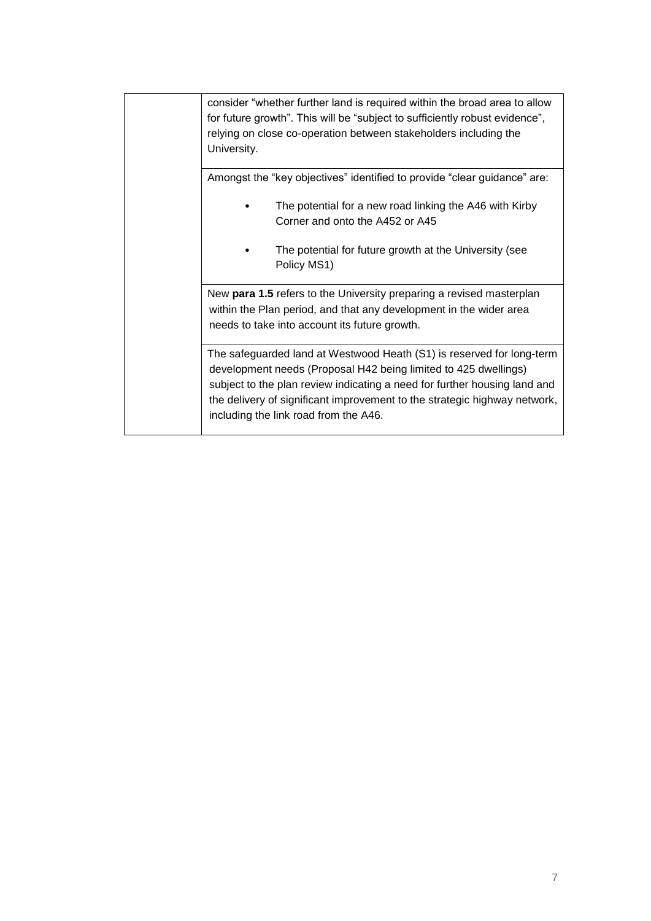| | |
|---|---|
| | consider "whether further land is required within the broad area to allow for future growth". This will be "subject to sufficiently robust evidence", relying on close co-operation between stakeholders including the University. |
| | Amongst the "key objectives" identified to provide "clear guidance" are:<br>• The potential for a new road linking the A46 with Kirby Corner and onto the A452 or A45<br>• The potential for future growth at the University (see Policy MS1) |
| | New **para 1.5** refers to the University preparing a revised masterplan within the Plan period, and that any development in the wider area needs to take into account its future growth. |
| | The safeguarded land at Westwood Heath (S1) is reserved for long-term development needs (Proposal H42 being limited to 425 dwellings) subject to the plan review indicating a need for further housing land and the delivery of significant improvement to the strategic highway network, including the link road from the A46. |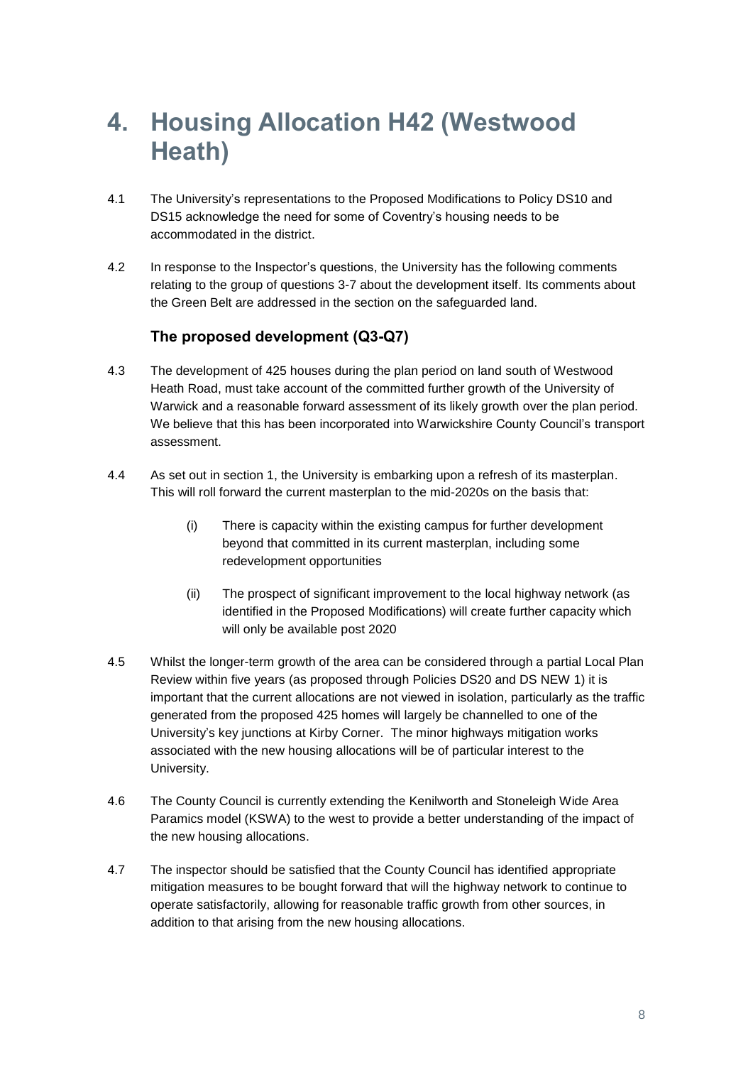# 4. Housing Allocation H42 (Westwood Heath)

4.1 The University's representations to the Proposed Modifications to Policy DS10 and DS15 acknowledge the need for some of Coventry's housing needs to be accommodated in the district.

4.2 In response to the Inspector's questions, the University has the following comments relating to the group of questions 3-7 about the development itself. Its comments about the Green Belt are addressed in the section on the safeguarded land.

## The proposed development (Q3-Q7)

4.3 The development of 425 houses during the plan period on land south of Westwood Heath Road, must take account of the committed further growth of the University of Warwick and a reasonable forward assessment of its likely growth over the plan period. We believe that this has been incorporated into Warwickshire County Council's transport assessment.

4.4 As set out in section 1, the University is embarking upon a refresh of its masterplan. This will roll forward the current masterplan to the mid-2020s on the basis that:

> (i) There is capacity within the existing campus for further development beyond that committed in its current masterplan, including some redevelopment opportunities
>
> (ii) The prospect of significant improvement to the local highway network (as identified in the Proposed Modifications) will create further capacity which will only be available post 2020

4.5 Whilst the longer-term growth of the area can be considered through a partial Local Plan Review within five years (as proposed through Policies DS20 and DS NEW 1) it is important that the current allocations are not viewed in isolation, particularly as the traffic generated from the proposed 425 homes will largely be channelled to one of the University's key junctions at Kirby Corner. The minor highways mitigation works associated with the new housing allocations will be of particular interest to the University.

4.6 The County Council is currently extending the Kenilworth and Stoneleigh Wide Area Paramics model (KSWA) to the west to provide a better understanding of the impact of the new housing allocations.

4.7 The inspector should be satisfied that the County Council has identified appropriate mitigation measures to be bought forward that will the highway network to continue to operate satisfactorily, allowing for reasonable traffic growth from other sources, in addition to that arising from the new housing allocations.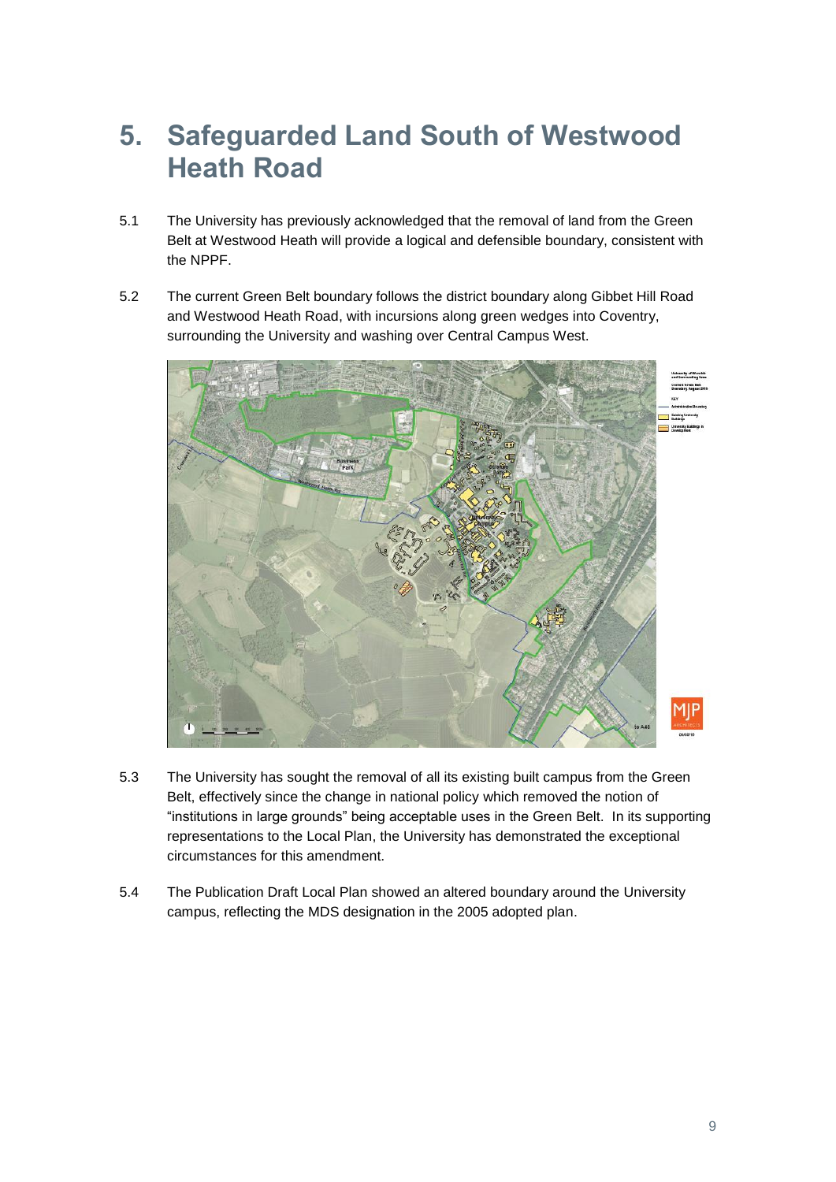# 5. Safeguarded Land South of Westwood Heath Road

5.1 The University has previously acknowledged that the removal of land from the Green Belt at Westwood Heath will provide a logical and defensible boundary, consistent with the NPPF.

5.2 The current Green Belt boundary follows the district boundary along Gibbet Hill Road and Westwood Heath Road, with incursions along green wedges into Coventry, surrounding the University and washing over Central Campus West.

5.3 The University has sought the removal of all its existing built campus from the Green Belt, effectively since the change in national policy which removed the notion of "institutions in large grounds" being acceptable uses in the Green Belt. In its supporting representations to the Local Plan, the University has demonstrated the exceptional circumstances for this amendment.

5.4 The Publication Draft Local Plan showed an altered boundary around the University campus, reflecting the MDS designation in the 2005 adopted plan.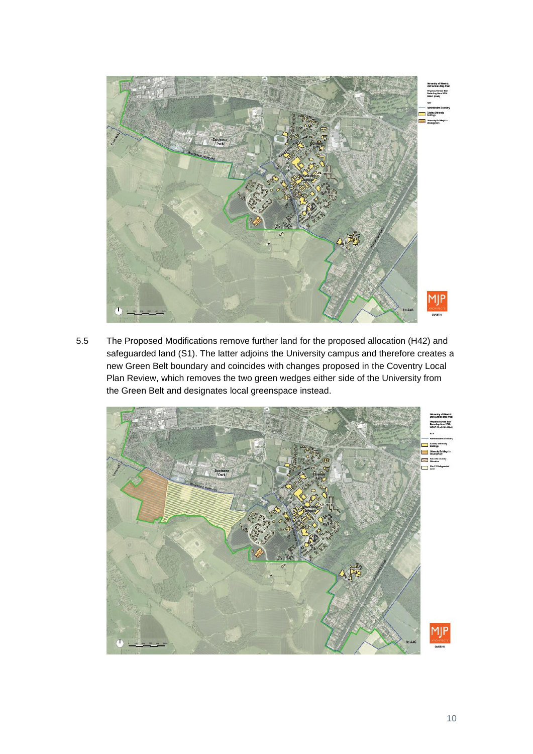5.5 The Proposed Modifications remove further land for the proposed allocation (H42) and safeguarded land (S1). The latter adjoins the University campus and therefore creates a new Green Belt boundary and coincides with changes proposed in the Coventry Local Plan Review, which removes the two green wedges either side of the University from the Green Belt and designates local greenspace instead.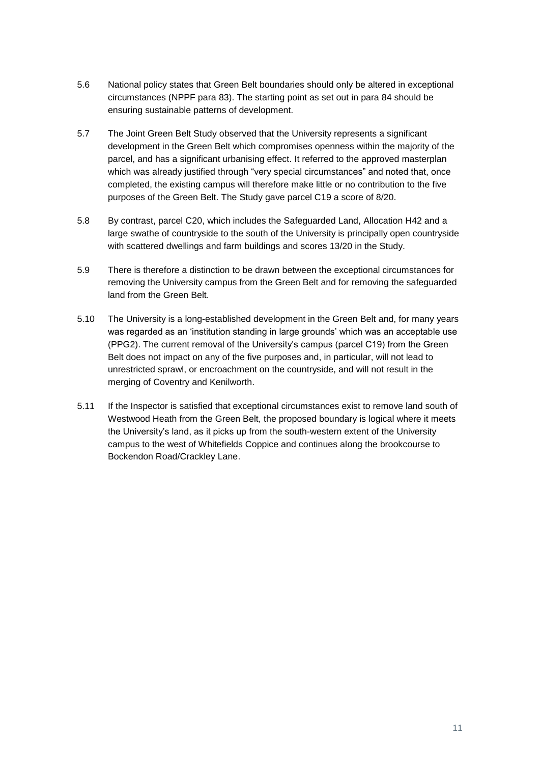5.6 National policy states that Green Belt boundaries should only be altered in exceptional circumstances (NPPF para 83). The starting point as set out in para 84 should be ensuring sustainable patterns of development.

5.7 The Joint Green Belt Study observed that the University represents a significant development in the Green Belt which compromises openness within the majority of the parcel, and has a significant urbanising effect. It referred to the approved masterplan which was already justified through "very special circumstances" and noted that, once completed, the existing campus will therefore make little or no contribution to the five purposes of the Green Belt. The Study gave parcel C19 a score of 8/20.

5.8 By contrast, parcel C20, which includes the Safeguarded Land, Allocation H42 and a large swathe of countryside to the south of the University is principally open countryside with scattered dwellings and farm buildings and scores 13/20 in the Study.

5.9 There is therefore a distinction to be drawn between the exceptional circumstances for removing the University campus from the Green Belt and for removing the safeguarded land from the Green Belt.

5.10 The University is a long-established development in the Green Belt and, for many years was regarded as an 'institution standing in large grounds' which was an acceptable use (PPG2). The current removal of the University's campus (parcel C19) from the Green Belt does not impact on any of the five purposes and, in particular, will not lead to unrestricted sprawl, or encroachment on the countryside, and will not result in the merging of Coventry and Kenilworth.

5.11 If the Inspector is satisfied that exceptional circumstances exist to remove land south of Westwood Heath from the Green Belt, the proposed boundary is logical where it meets the University's land, as it picks up from the south-western extent of the University campus to the west of Whitefields Coppice and continues along the brookcourse to Bockendon Road/Crackley Lane.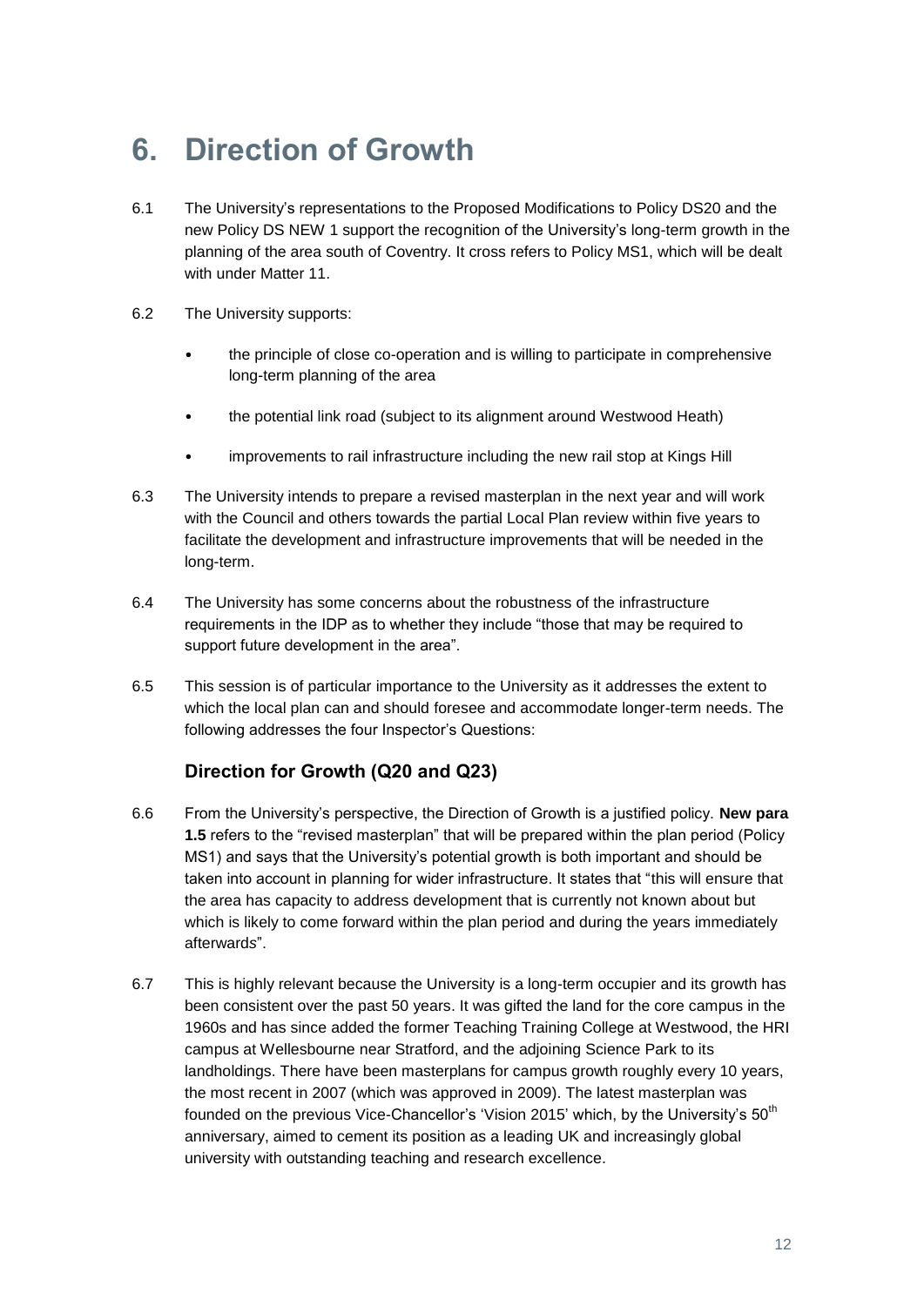# 6. Direction of Growth

6.1 The University's representations to the Proposed Modifications to Policy DS20 and the new Policy DS NEW 1 support the recognition of the University's long-term growth in the planning of the area south of Coventry. It cross refers to Policy MS1, which will be dealt with under Matter 11.

6.2 The University supports:

- the principle of close co-operation and is willing to participate in comprehensive long-term planning of the area
- the potential link road (subject to its alignment around Westwood Heath)
- improvements to rail infrastructure including the new rail stop at Kings Hill

6.3 The University intends to prepare a revised masterplan in the next year and will work with the Council and others towards the partial Local Plan review within five years to facilitate the development and infrastructure improvements that will be needed in the long-term.

6.4 The University has some concerns about the robustness of the infrastructure requirements in the IDP as to whether they include "those that may be required to support future development in the area".

6.5 This session is of particular importance to the University as it addresses the extent to which the local plan can and should foresee and accommodate longer-term needs. The following addresses the four Inspector's Questions:

## Direction for Growth (Q20 and Q23)

6.6 From the University's perspective, the Direction of Growth is a justified policy. **New para 1.5** refers to the "revised masterplan" that will be prepared within the plan period (Policy MS1) and says that the University's potential growth is both important and should be taken into account in planning for wider infrastructure. It states that "this will ensure that the area has capacity to address development that is currently not known about but which is likely to come forward within the plan period and during the years immediately afterwards".

6.7 This is highly relevant because the University is a long-term occupier and its growth has been consistent over the past 50 years. It was gifted the land for the core campus in the 1960s and has since added the former Teaching Training College at Westwood, the HRI campus at Wellesbourne near Stratford, and the adjoining Science Park to its landholdings. There have been masterplans for campus growth roughly every 10 years, the most recent in 2007 (which was approved in 2009). The latest masterplan was founded on the previous Vice-Chancellor's 'Vision 2015' which, by the University's 50th anniversary, aimed to cement its position as a leading UK and increasingly global university with outstanding teaching and research excellence.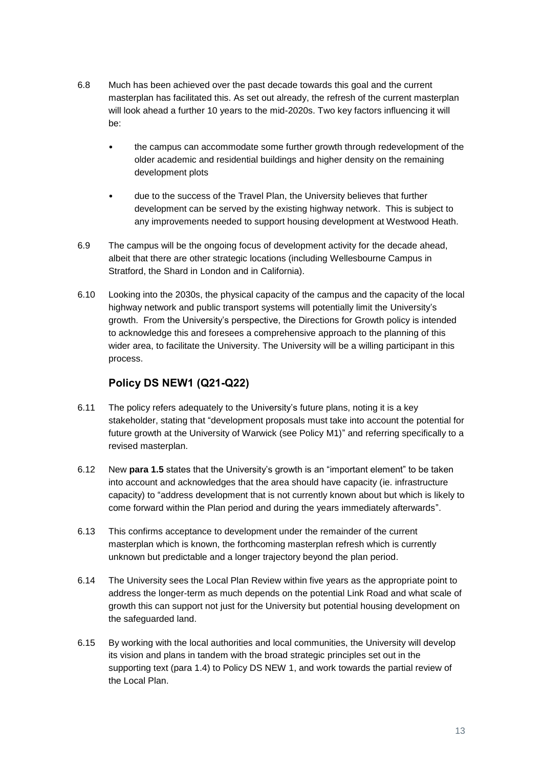6.8 Much has been achieved over the past decade towards this goal and the current masterplan has facilitated this. As set out already, the refresh of the current masterplan will look ahead a further 10 years to the mid-2020s. Two key factors influencing it will be:

- the campus can accommodate some further growth through redevelopment of the older academic and residential buildings and higher density on the remaining development plots
- due to the success of the Travel Plan, the University believes that further development can be served by the existing highway network. This is subject to any improvements needed to support housing development at Westwood Heath.

6.9 The campus will be the ongoing focus of development activity for the decade ahead, albeit that there are other strategic locations (including Wellesbourne Campus in Stratford, the Shard in London and in California).

6.10 Looking into the 2030s, the physical capacity of the campus and the capacity of the local highway network and public transport systems will potentially limit the University's growth. From the University's perspective, the Directions for Growth policy is intended to acknowledge this and foresees a comprehensive approach to the planning of this wider area, to facilitate the University. The University will be a willing participant in this process.

## Policy DS NEW1 (Q21-Q22)

6.11 The policy refers adequately to the University's future plans, noting it is a key stakeholder, stating that "development proposals must take into account the potential for future growth at the University of Warwick (see Policy M1)" and referring specifically to a revised masterplan.

6.12 New **para 1.5** states that the University's growth is an "important element" to be taken into account and acknowledges that the area should have capacity (ie. infrastructure capacity) to "address development that is not currently known about but which is likely to come forward within the Plan period and during the years immediately afterwards".

6.13 This confirms acceptance to development under the remainder of the current masterplan which is known, the forthcoming masterplan refresh which is currently unknown but predictable and a longer trajectory beyond the plan period.

6.14 The University sees the Local Plan Review within five years as the appropriate point to address the longer-term as much depends on the potential Link Road and what scale of growth this can support not just for the University but potential housing development on the safeguarded land.

6.15 By working with the local authorities and local communities, the University will develop its vision and plans in tandem with the broad strategic principles set out in the supporting text (para 1.4) to Policy DS NEW 1, and work towards the partial review of the Local Plan.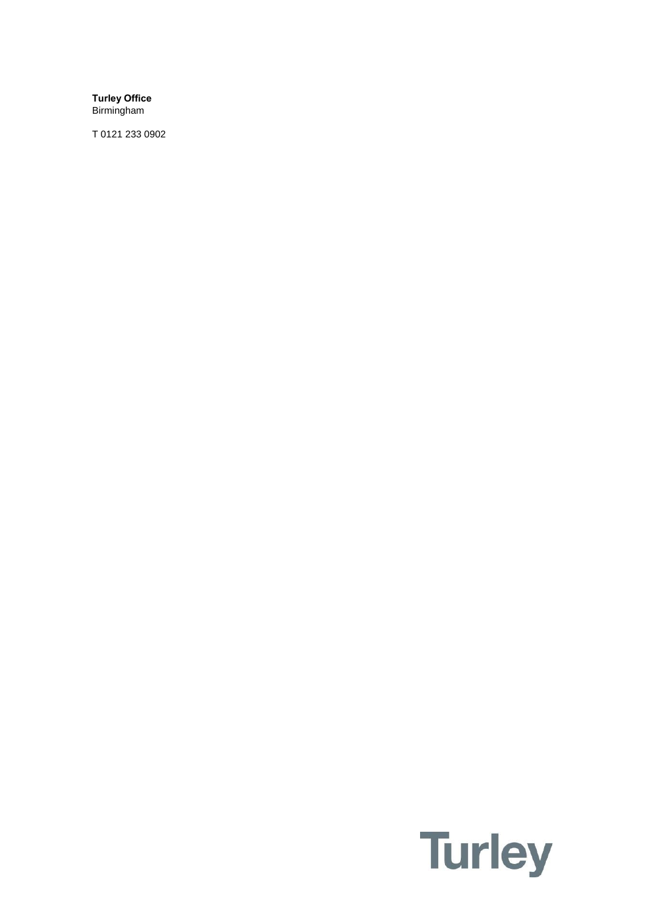**Turley Office**
Birmingham

T 0121 233 0902

Turley